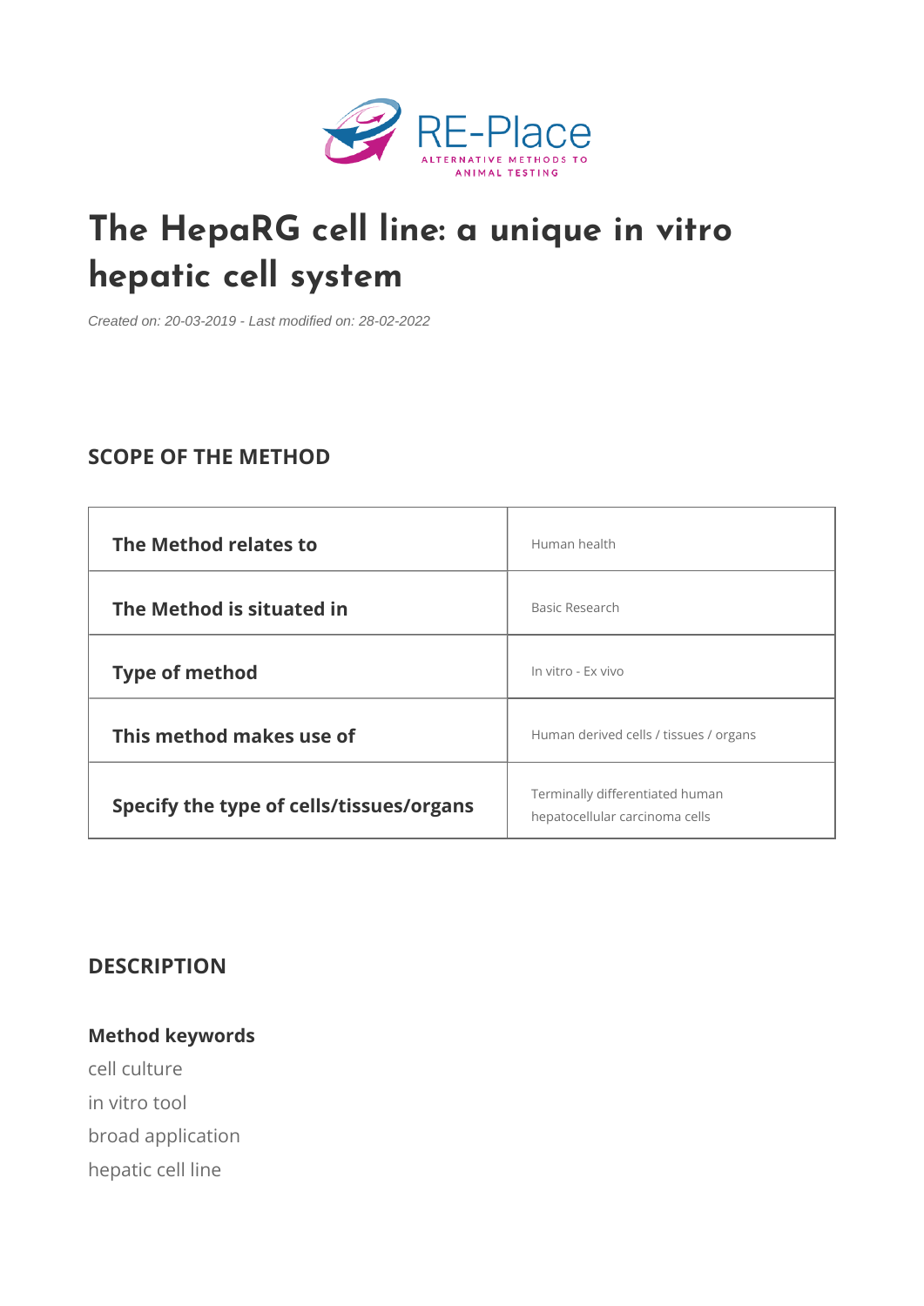# The HepaRG cell line: a unique in vitro hepatic cell system

*Created on: 20-03-2019 - Last modified on: 28-02-2022*

## SCOPE OF THE METHOD

| | |
|---|---|
| **The Method relates to** | Human health |
| **The Method is situated in** | Basic Research |
| **Type of method** | In vitro - Ex vivo |
| **This method makes use of** | Human derived cells / tissues / organs |
| **Specify the type of cells/tissues/organs** | Terminally differentiated human hepatocellular carcinoma cells |

## DESCRIPTION

### Method keywords

cell culture

in vitro tool

broad application

hepatic cell line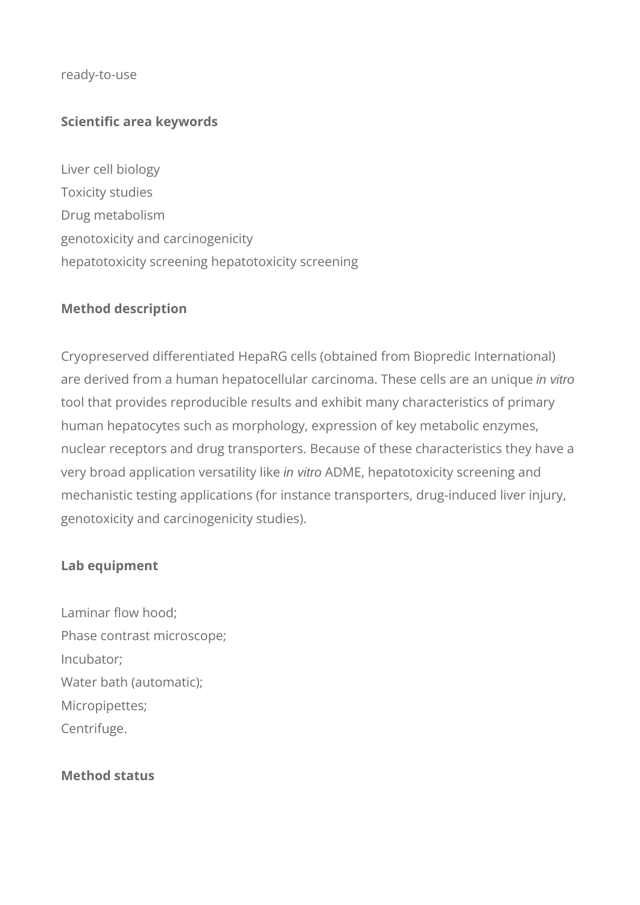ready-to-use

**Scientific area keywords**

Liver cell biology
Toxicity studies
Drug metabolism
genotoxicity and carcinogenicity
hepatotoxicity screening hepatotoxicity screening

**Method description**

Cryopreserved differentiated HepaRG cells (obtained from Biopredic International) are derived from a human hepatocellular carcinoma. These cells are an unique *in vitro* tool that provides reproducible results and exhibit many characteristics of primary human hepatocytes such as morphology, expression of key metabolic enzymes, nuclear receptors and drug transporters. Because of these characteristics they have a very broad application versatility like *in vitro* ADME, hepatotoxicity screening and mechanistic testing applications (for instance transporters, drug-induced liver injury, genotoxicity and carcinogenicity studies).

**Lab equipment**

Laminar flow hood;
Phase contrast microscope;
Incubator;
Water bath (automatic);
Micropipettes;
Centrifuge.

**Method status**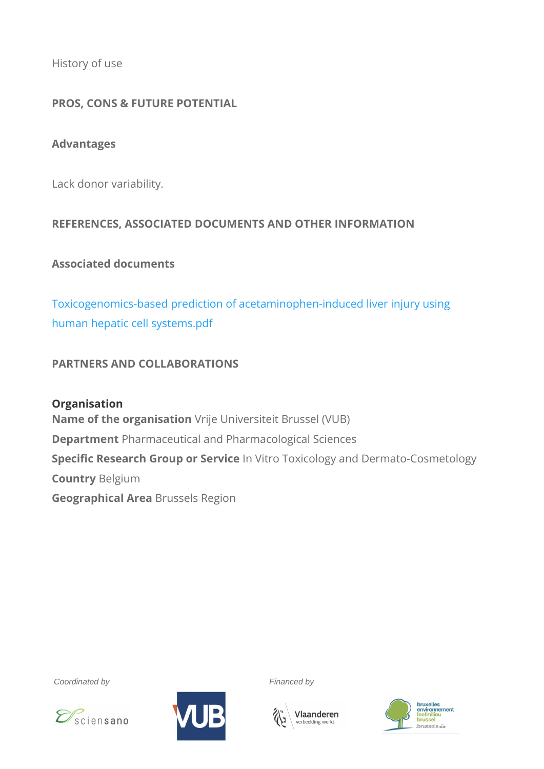History of use

## PROS, CONS & FUTURE POTENTIAL

### Advantages

Lack donor variability.

## REFERENCES, ASSOCIATED DOCUMENTS AND OTHER INFORMATION

### Associated documents

Toxicogenomics-based prediction of acetaminophen-induced liver injury using human hepatic cell systems.pdf

## PARTNERS AND COLLABORATIONS

**Organisation**
**Name of the organisation** Vrije Universiteit Brussel (VUB)
**Department** Pharmaceutical and Pharmacological Sciences
**Specific Research Group or Service** In Vitro Toxicology and Dermato-Cosmetology
**Country** Belgium
**Geographical Area** Brussels Region

*Coordinated by*

*Financed by*